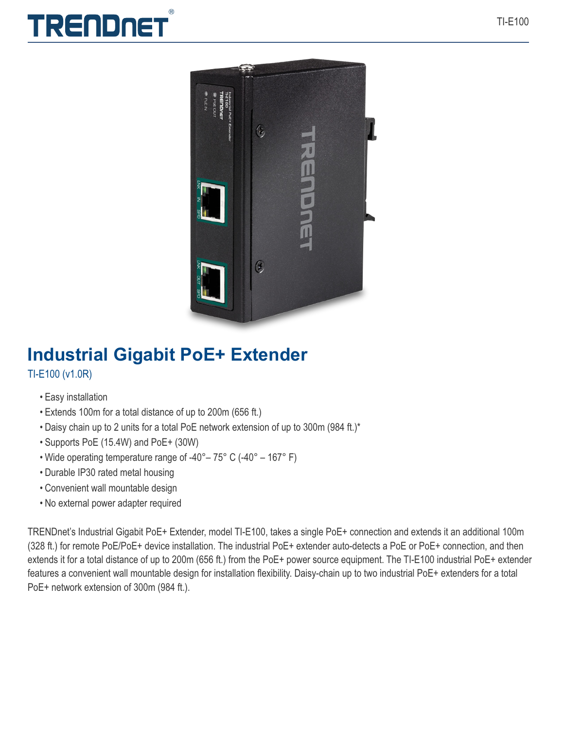# Industrial Gigabit PoE+ Extender

TI-E100 (v1.0R)

- Easy installation
- Extends 100m for a total distance of up to 200m (656 ft.)
- Daisy chain up to 2 units for a total PoE network extension of up to 300m (984 ft.)*
- Supports PoE (15.4W) and PoE+ (30W)
- Wide operating temperature range of -40°– 75° C (-40° – 167° F)
- Durable IP30 rated metal housing
- Convenient wall mountable design
- No external power adapter required

TRENDnet's Industrial Gigabit PoE+ Extender, model TI-E100, takes a single PoE+ connection and extends it an additional 100m (328 ft.) for remote PoE/PoE+ device installation. The industrial PoE+ extender auto-detects a PoE or PoE+ connection, and then extends it for a total distance of up to 200m (656 ft.) from the PoE+ power source equipment. The TI-E100 industrial PoE+ extender features a convenient wall mountable design for installation flexibility. Daisy-chain up to two industrial PoE+ extenders for a total PoE+ network extension of 300m (984 ft.).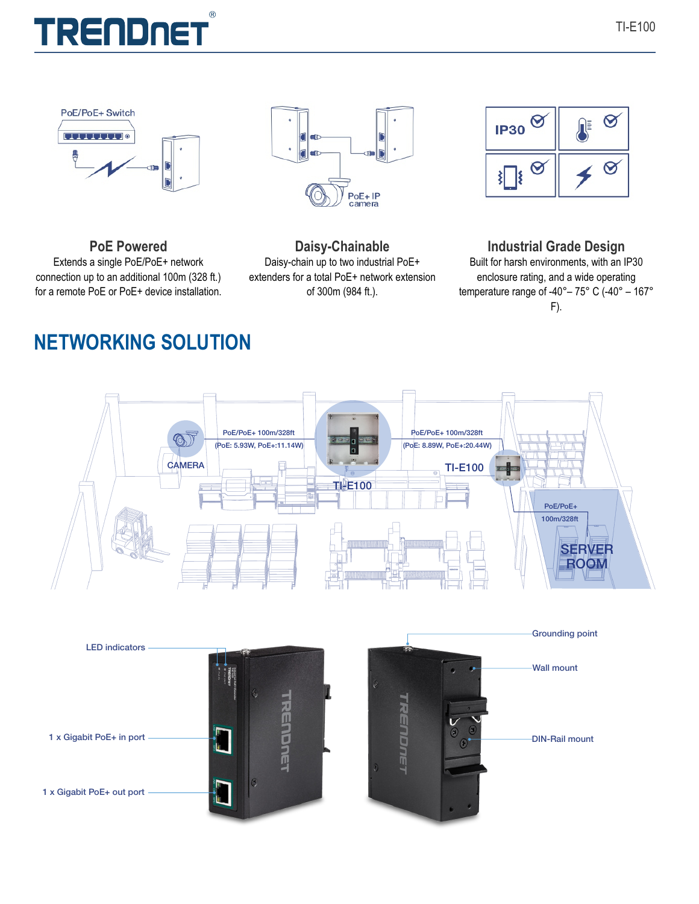## PoE Powered

Extends a single PoE/PoE+ network connection up to an additional 100m (328 ft.) for a remote PoE or PoE+ device installation.

## Daisy-Chainable

Daisy-chain up to two industrial PoE+ extenders for a total PoE+ network extension of 300m (984 ft.).

## Industrial Grade Design

Built for harsh environments, with an IP30 enclosure rating, and a wide operating temperature range of -40°– 75° C (-40° – 167° F).

# NETWORKING SOLUTION

CAMERA

PoE/PoE+ 100m/328ft (PoE: 5.93W, PoE+:11.14W)

TI-E100

PoE/PoE+ 100m/328ft (PoE: 8.89W, PoE+:20.44W)

TI-E100

PoE/PoE+ 100m/328ft

SERVER ROOM

- LED indicators
- 1 x Gigabit PoE+ in port
- 1 x Gigabit PoE+ out port
- Grounding point
- Wall mount
- DIN-Rail mount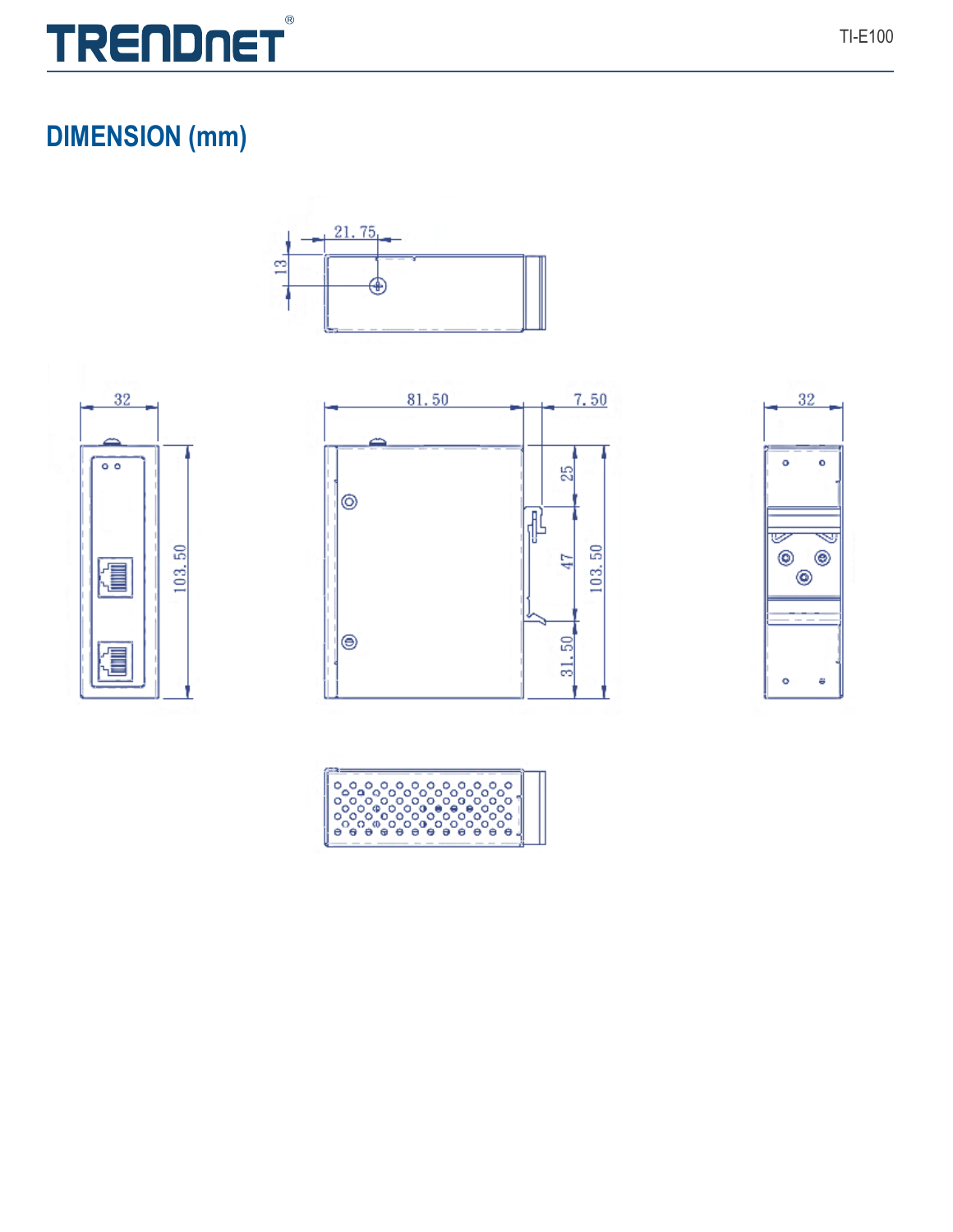## DIMENSION (mm)

21.75

13

32

103.50

81.50

7.50

25

47

103.50

31.50

32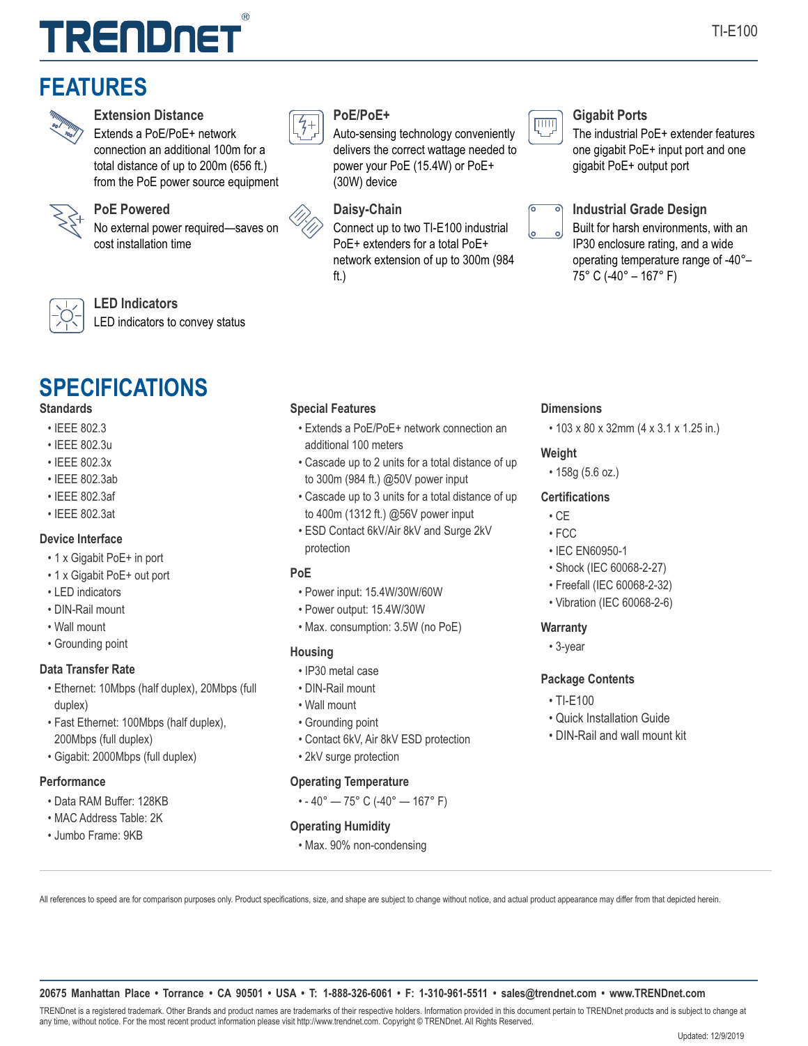# FEATURES

### Extension Distance
Extends a PoE/PoE+ network connection an additional 100m for a total distance of up to 200m (656 ft.) from the PoE power source equipment

### PoE/PoE+
Auto-sensing technology conveniently delivers the correct wattage needed to power your PoE (15.4W) or PoE+ (30W) device

### Gigabit Ports
The industrial PoE+ extender features one gigabit PoE+ input port and one gigabit PoE+ output port

### PoE Powered
No external power required—saves on cost installation time

### Daisy-Chain
Connect up to two TI-E100 industrial PoE+ extenders for a total PoE+ network extension of up to 300m (984 ft.)

### Industrial Grade Design
Built for harsh environments, with an IP30 enclosure rating, and a wide operating temperature range of -40°–75° C (-40° – 167° F)

### LED Indicators
LED indicators to convey status

# SPECIFICATIONS

### Standards
- IEEE 802.3
- IEEE 802.3u
- IEEE 802.3x
- IEEE 802.3ab
- IEEE 802.3af
- IEEE 802.3at

### Device Interface
- 1 x Gigabit PoE+ in port
- 1 x Gigabit PoE+ out port
- LED indicators
- DIN-Rail mount
- Wall mount
- Grounding point

### Data Transfer Rate
- Ethernet: 10Mbps (half duplex), 20Mbps (full duplex)
- Fast Ethernet: 100Mbps (half duplex), 200Mbps (full duplex)
- Gigabit: 2000Mbps (full duplex)

### Performance
- Data RAM Buffer: 128KB
- MAC Address Table: 2K
- Jumbo Frame: 9KB

### Special Features
- Extends a PoE/PoE+ network connection an additional 100 meters
- Cascade up to 2 units for a total distance of up to 300m (984 ft.) @50V power input
- Cascade up to 3 units for a total distance of up to 400m (1312 ft.) @56V power input
- ESD Contact 6kV/Air 8kV and Surge 2kV protection

### PoE
- Power input: 15.4W/30W/60W
- Power output: 15.4W/30W
- Max. consumption: 3.5W (no PoE)

### Housing
- IP30 metal case
- DIN-Rail mount
- Wall mount
- Grounding point
- Contact 6kV, Air 8kV ESD protection
- 2kV surge protection

### Operating Temperature
- - 40° — 75° C (-40° — 167° F)

### Operating Humidity
- Max. 90% non-condensing

### Dimensions
- 103 x 80 x 32mm (4 x 3.1 x 1.25 in.)

### Weight
- 158g (5.6 oz.)

### Certifications
- CE
- FCC
- IEC EN60950-1
- Shock (IEC 60068-2-27)
- Freefall (IEC 60068-2-32)
- Vibration (IEC 60068-2-6)

### Warranty
- 3-year

### Package Contents
- TI-E100
- Quick Installation Guide
- DIN-Rail and wall mount kit

All references to speed are for comparison purposes only. Product specifications, size, and shape are subject to change without notice, and actual product appearance may differ from that depicted herein.

**20675 Manhattan Place • Torrance • CA 90501 • USA • T: 1-888-326-6061 • F: 1-310-961-5511 • sales@trendnet.com • www.TRENDnet.com**

TRENDnet is a registered trademark. Other Brands and product names are trademarks of their respective holders. Information provided in this document pertain to TRENDnet products and is subject to change at any time, without notice. For the most recent product information please visit http://www.trendnet.com. Copyright © TRENDnet. All Rights Reserved.

Updated: 12/9/2019